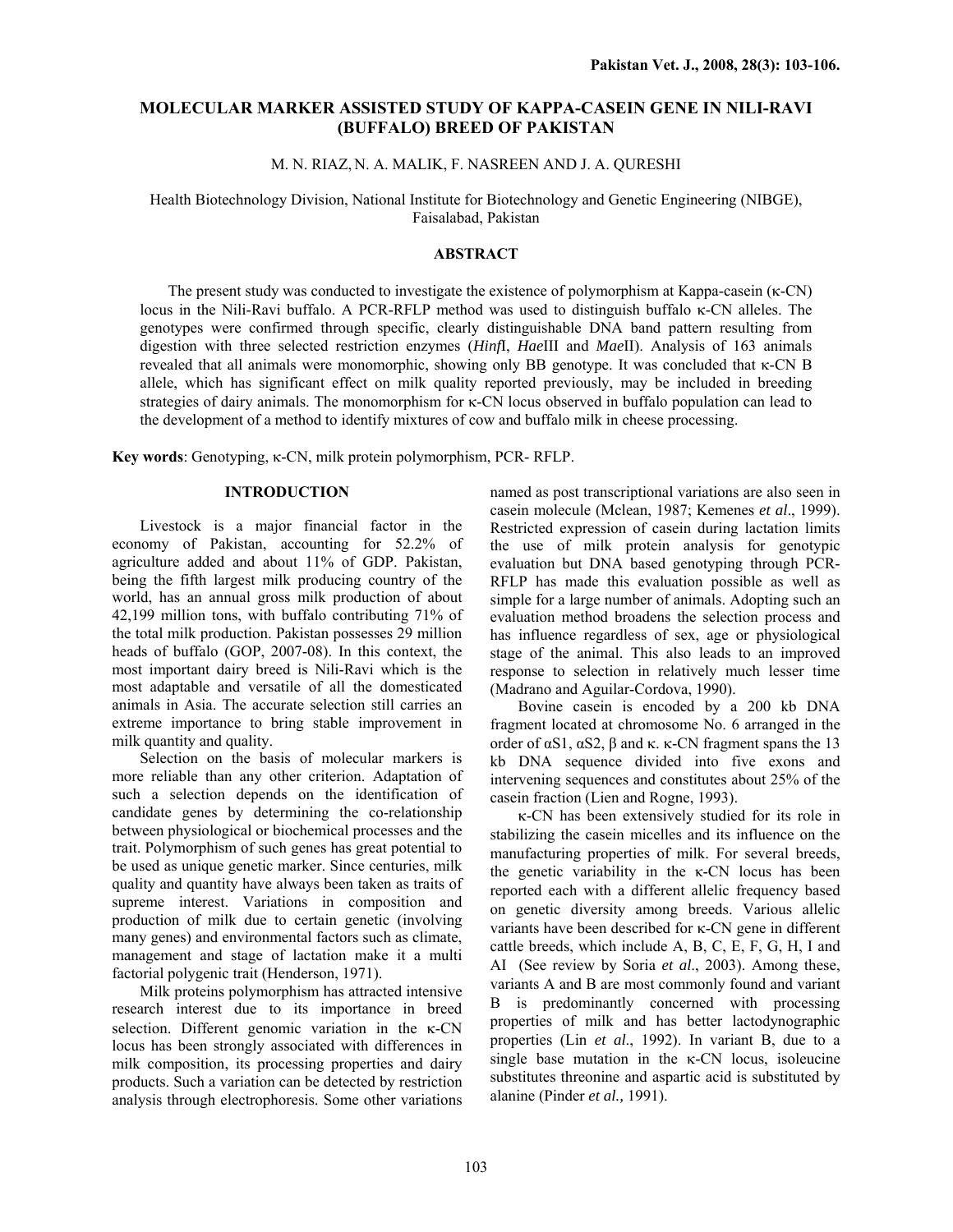# MOLECULAR MARKER ASSISTED STUDY OF KAPPA-CASEIN GENE IN NILI-RAVI (BUFFALO) BREED OF PAKISTAN

M. N. RIAZ, N. A. MALIK, F. NASREEN AND J. A. QURESHI

Health Biotechnology Division, National Institute for Biotechnology and Genetic Engineering (NIBGE), Faisalabad, Pakistan

## ABSTRACT

The present study was conducted to investigate the existence of polymorphism at Kappa-casein (κ-CN) locus in the Nili-Ravi buffalo. A PCR-RFLP method was used to distinguish buffalo κ-CN alleles. The genotypes were confirmed through specific, clearly distinguishable DNA band pattern resulting from digestion with three selected restriction enzymes (*Hinf*I, *Hae*III and *Mae*II). Analysis of 163 animals revealed that all animals were monomorphic, showing only BB genotype. It was concluded that κ-CN B allele, which has significant effect on milk quality reported previously, may be included in breeding strategies of dairy animals. The monomorphism for κ-CN locus observed in buffalo population can lead to the development of a method to identify mixtures of cow and buffalo milk in cheese processing.

**Key words**: Genotyping, κ-CN, milk protein polymorphism, PCR- RFLP.

## INTRODUCTION

Livestock is a major financial factor in the economy of Pakistan, accounting for 52.2% of agriculture added and about 11% of GDP. Pakistan, being the fifth largest milk producing country of the world, has an annual gross milk production of about 42,199 million tons, with buffalo contributing 71% of the total milk production. Pakistan possesses 29 million heads of buffalo (GOP, 2007-08). In this context, the most important dairy breed is Nili-Ravi which is the most adaptable and versatile of all the domesticated animals in Asia. The accurate selection still carries an extreme importance to bring stable improvement in milk quantity and quality.

Selection on the basis of molecular markers is more reliable than any other criterion. Adaptation of such a selection depends on the identification of candidate genes by determining the co-relationship between physiological or biochemical processes and the trait. Polymorphism of such genes has great potential to be used as unique genetic marker. Since centuries, milk quality and quantity have always been taken as traits of supreme interest. Variations in composition and production of milk due to certain genetic (involving many genes) and environmental factors such as climate, management and stage of lactation make it a multi factorial polygenic trait (Henderson, 1971).

Milk proteins polymorphism has attracted intensive research interest due to its importance in breed selection. Different genomic variation in the κ-CN locus has been strongly associated with differences in milk composition, its processing properties and dairy products. Such a variation can be detected by restriction analysis through electrophoresis. Some other variations named as post transcriptional variations are also seen in casein molecule (Mclean, 1987; Kemenes *et al*., 1999). Restricted expression of casein during lactation limits the use of milk protein analysis for genotypic evaluation but DNA based genotyping through PCR-RFLP has made this evaluation possible as well as simple for a large number of animals. Adopting such an evaluation method broadens the selection process and has influence regardless of sex, age or physiological stage of the animal. This also leads to an improved response to selection in relatively much lesser time (Madrano and Aguilar-Cordova, 1990).

Bovine casein is encoded by a 200 kb DNA fragment located at chromosome No. 6 arranged in the order of αS1, αS2, β and κ. κ-CN fragment spans the 13 kb DNA sequence divided into five exons and intervening sequences and constitutes about 25% of the casein fraction (Lien and Rogne, 1993).

κ-CN has been extensively studied for its role in stabilizing the casein micelles and its influence on the manufacturing properties of milk. For several breeds, the genetic variability in the κ-CN locus has been reported each with a different allelic frequency based on genetic diversity among breeds. Various allelic variants have been described for κ-CN gene in different cattle breeds, which include A, B, C, E, F, G, H, I and AI (See review by Soria *et al*., 2003). Among these, variants A and B are most commonly found and variant B is predominantly concerned with processing properties of milk and has better lactodynographic properties (Lin *et al*., 1992). In variant B, due to a single base mutation in the κ-CN locus, isoleucine substitutes threonine and aspartic acid is substituted by alanine (Pinder *et al.,* 1991).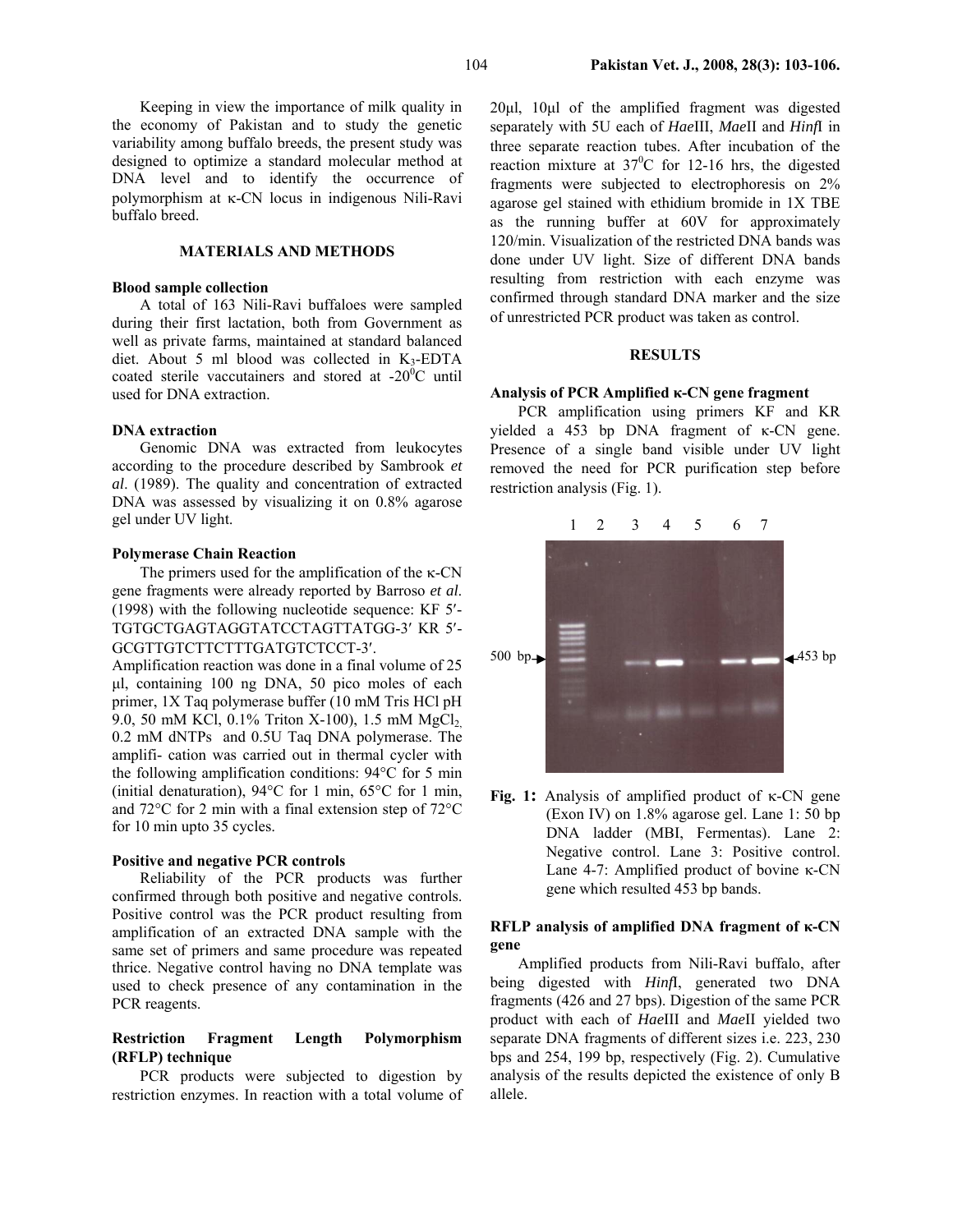Keeping in view the importance of milk quality in the economy of Pakistan and to study the genetic variability among buffalo breeds, the present study was designed to optimize a standard molecular method at DNA level and to identify the occurrence of polymorphism at κ-CN locus in indigenous Nili-Ravi buffalo breed.

## MATERIALS AND METHODS

### Blood sample collection

A total of 163 Nili-Ravi buffaloes were sampled during their first lactation, both from Government as well as private farms, maintained at standard balanced diet. About 5 ml blood was collected in $K_3$-EDTA coated sterile vaccutainers and stored at -20$^0$C until used for DNA extraction.

### DNA extraction

Genomic DNA was extracted from leukocytes according to the procedure described by Sambrook *et al*. (1989). The quality and concentration of extracted DNA was assessed by visualizing it on 0.8% agarose gel under UV light.

### Polymerase Chain Reaction

The primers used for the amplification of the κ-CN gene fragments were already reported by Barroso *et al.* (1998) with the following nucleotide sequence: KF 5′-TGTGCTGAGTAGGTATCCTAGTTATGG-3′ KR 5′-GCGTTGTCTTCTTTGATGTCTCCT-3′.

Amplification reaction was done in a final volume of 25 µl, containing 100 ng DNA, 50 pico moles of each primer, 1X Taq polymerase buffer (10 mM Tris HCl pH 9.0, 50 mM KCl, 0.1% Triton X-100), 1.5 mM $MgCl_2$, 0.2 mM dNTPs and 0.5U Taq DNA polymerase. The amplifi- cation was carried out in thermal cycler with the following amplification conditions: 94°C for 5 min (initial denaturation), 94°C for 1 min, 65°C for 1 min, and 72°C for 2 min with a final extension step of 72°C for 10 min upto 35 cycles.

### Positive and negative PCR controls

Reliability of the PCR products was further confirmed through both positive and negative controls. Positive control was the PCR product resulting from amplification of an extracted DNA sample with the same set of primers and same procedure was repeated thrice. Negative control having no DNA template was used to check presence of any contamination in the PCR reagents.

### Restriction Fragment Length Polymorphism (RFLP) technique

PCR products were subjected to digestion by restriction enzymes. In reaction with a total volume of 20µl, 10µl of the amplified fragment was digested separately with 5U each of *Hae*III, *Mae*II and *Hinf*I in three separate reaction tubes. After incubation of the reaction mixture at 37$^0$C for 12-16 hrs, the digested fragments were subjected to electrophoresis on 2% agarose gel stained with ethidium bromide in 1X TBE as the running buffer at 60V for approximately 120/min. Visualization of the restricted DNA bands was done under UV light. Size of different DNA bands resulting from restriction with each enzyme was confirmed through standard DNA marker and the size of unrestricted PCR product was taken as control.

## RESULTS

### Analysis of PCR Amplified κ-CN gene fragment

PCR amplification using primers KF and KR yielded a 453 bp DNA fragment of κ-CN gene. Presence of a single band visible under UV light removed the need for PCR purification step before restriction analysis (Fig. 1).

**Fig. 1:** Analysis of amplified product of κ-CN gene (Exon IV) on 1.8% agarose gel. Lane 1: 50 bp DNA ladder (MBI, Fermentas). Lane 2: Negative control. Lane 3: Positive control. Lane 4-7: Amplified product of bovine κ-CN gene which resulted 453 bp bands.

### RFLP analysis of amplified DNA fragment of κ-CN gene

Amplified products from Nili-Ravi buffalo, after being digested with *Hinf*I, generated two DNA fragments (426 and 27 bps). Digestion of the same PCR product with each of *Hae*III and *Mae*II yielded two separate DNA fragments of different sizes i.e. 223, 230 bps and 254, 199 bp, respectively (Fig. 2). Cumulative analysis of the results depicted the existence of only B allele.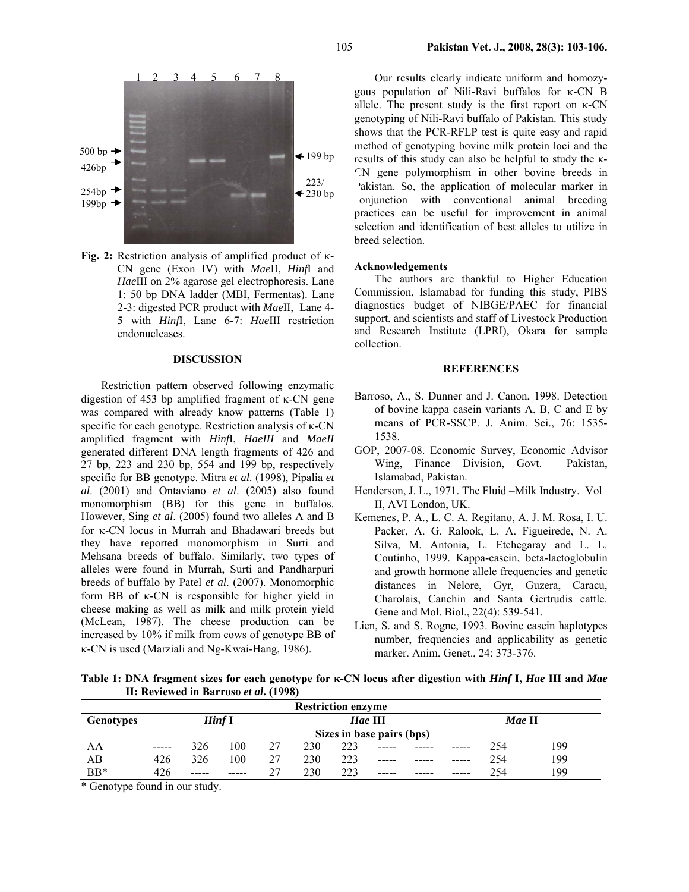Fig. 2: Restriction analysis of amplified product of κ-CN gene (Exon IV) with *Mae*II, *Hinf*I and *Hae*III on 2% agarose gel electrophoresis. Lane 1: 50 bp DNA ladder (MBI, Fermentas). Lane 2-3: digested PCR product with *Mae*II, Lane 4-5 with *Hinf*I, Lane 6-7: *Hae*III restriction endonucleases.

## DISCUSSION

Restriction pattern observed following enzymatic digestion of 453 bp amplified fragment of κ-CN gene was compared with already know patterns (Table 1) specific for each genotype. Restriction analysis of κ-CN amplified fragment with *Hinf*I, *HaeIII* and *MaeII* generated different DNA length fragments of 426 and 27 bp, 223 and 230 bp, 554 and 199 bp, respectively specific for BB genotype. Mitra *et al.* (1998), Pipalia *et al*. (2001) and Ontaviano *et al*. (2005) also found monomorphism (BB) for this gene in buffalos. However, Sing *et al*. (2005) found two alleles A and B for κ-CN locus in Murrah and Bhadawari breeds but they have reported monomorphism in Surti and Mehsana breeds of buffalo. Similarly, two types of alleles were found in Murrah, Surti and Pandharpuri breeds of buffalo by Patel *et al*. (2007). Monomorphic form BB of κ-CN is responsible for higher yield in cheese making as well as milk and milk protein yield (McLean, 1987). The cheese production can be increased by 10% if milk from cows of genotype BB of κ-CN is used (Marziali and Ng-Kwai-Hang, 1986).

Our results clearly indicate uniform and homozygous population of Nili-Ravi buffalos for κ-CN B allele. The present study is the first report on κ-CN genotyping of Nili-Ravi buffalo of Pakistan. This study shows that the PCR-RFLP test is quite easy and rapid method of genotyping bovine milk protein loci and the results of this study can also be helpful to study the κ-CN gene polymorphism in other bovine breeds in Pakistan. So, the application of molecular marker in conjunction with conventional animal breeding practices can be useful for improvement in animal selection and identification of best alleles to utilize in breed selection.

### Acknowledgements

The authors are thankful to Higher Education Commission, Islamabad for funding this study, PIBS diagnostics budget of NIBGE/PAEC for financial support, and scientists and staff of Livestock Production and Research Institute (LPRI), Okara for sample collection.

## REFERENCES

Barroso, A., S. Dunner and J. Canon, 1998. Detection of bovine kappa casein variants A, B, C and E by means of PCR-SSCP. J. Anim. Sci., 76: 1535-1538.

GOP, 2007-08. Economic Survey, Economic Advisor Wing, Finance Division, Govt. Pakistan, Islamabad, Pakistan.

Henderson, J. L., 1971. The Fluid –Milk Industry. Vol II, AVI London, UK.

Kemenes, P. A., L. C. A. Regitano, A. J. M. Rosa, I. U. Packer, A. G. Ralook, L. A. Figueirede, N. A. Silva, M. Antonia, L. Etchegaray and L. L. Coutinho, 1999. Kappa-casein, beta-lactoglobulin and growth hormone allele frequencies and genetic distances in Nelore, Gyr, Guzera, Caracu, Charolais, Canchin and Santa Gertrudis cattle. Gene and Mol. Biol., 22(4): 539-541.

Lien, S. and S. Rogne, 1993. Bovine casein haplotypes number, frequencies and applicability as genetic marker. Anim. Genet., 24: 373-376.

**Table 1: DNA fragment sizes for each genotype for κ-CN locus after digestion with *Hinf* I, *Hae* III and *Mae* II: Reviewed in Barroso *et al*. (1998)**

| | Restriction enzyme | | | | | | | | | | |
|---|---|---|---|---|---|---|---|---|---|---|---|
| Genotypes | *Hinf* I | | | | *Hae* III | | | | | *Mae* II | |
| | Sizes in base pairs (bps) | | | | | | | | | | |
| AA | ----- | 326 | 100 | 27 | 230 | 223 | ----- | ----- | ----- | 254 | 199 |
| AB | 426 | 326 | 100 | 27 | 230 | 223 | ----- | ----- | ----- | 254 | 199 |
| BB* | 426 | ----- | ----- | 27 | 230 | 223 | ----- | ----- | ----- | 254 | 199 |

\* Genotype found in our study.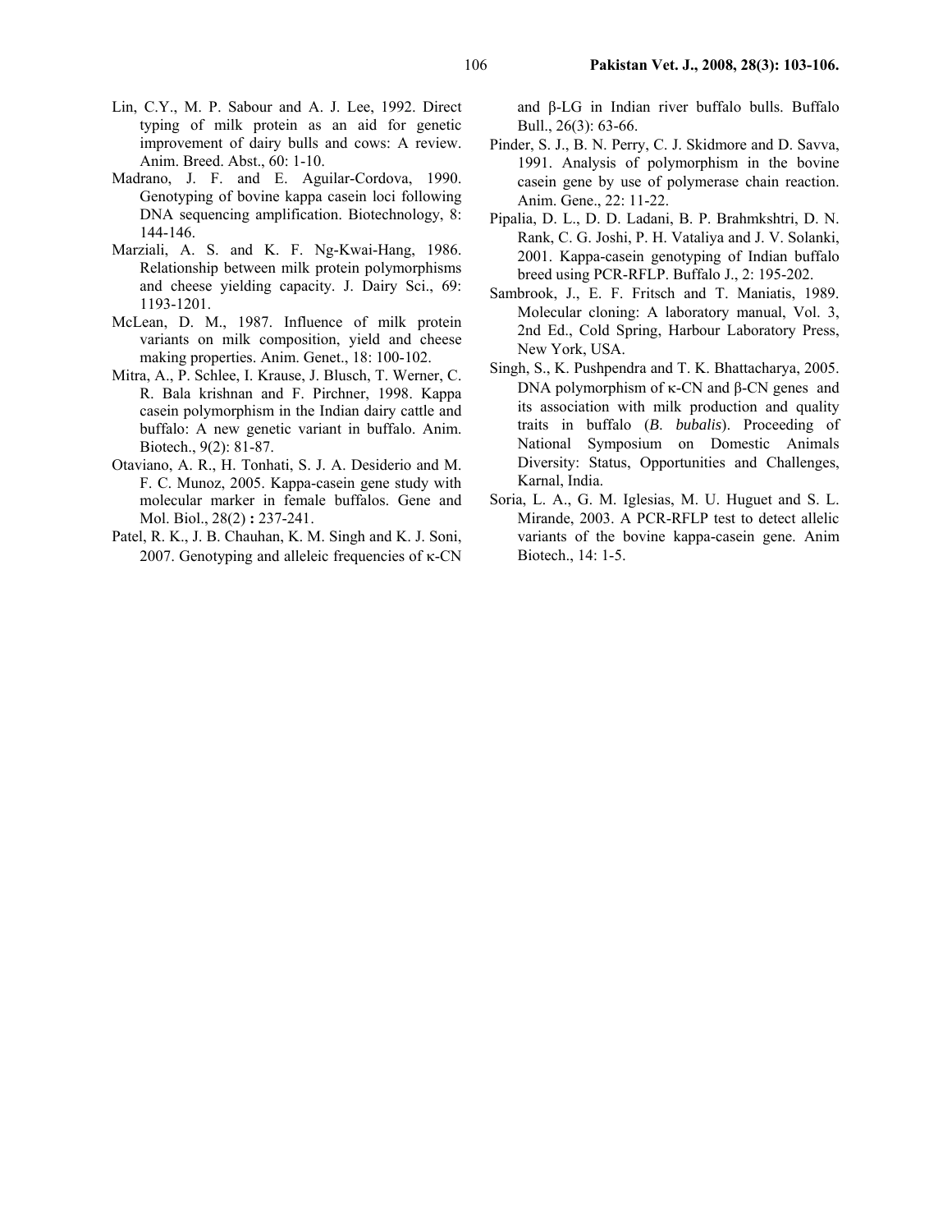Lin, C.Y., M. P. Sabour and A. J. Lee, 1992. Direct typing of milk protein as an aid for genetic improvement of dairy bulls and cows: A review. Anim. Breed. Abst., 60: 1-10.

Madrano, J. F. and E. Aguilar-Cordova, 1990. Genotyping of bovine kappa casein loci following DNA sequencing amplification. Biotechnology, 8: 144-146.

Marziali, A. S. and K. F. Ng-Kwai-Hang, 1986. Relationship between milk protein polymorphisms and cheese yielding capacity. J. Dairy Sci., 69: 1193-1201.

McLean, D. M., 1987. Influence of milk protein variants on milk composition, yield and cheese making properties. Anim. Genet., 18: 100-102.

Mitra, A., P. Schlee, I. Krause, J. Blusch, T. Werner, C. R. Bala krishnan and F. Pirchner, 1998. Kappa casein polymorphism in the Indian dairy cattle and buffalo: A new genetic variant in buffalo. Anim. Biotech., 9(2): 81-87.

Otaviano, A. R., H. Tonhati, S. J. A. Desiderio and M. F. C. Munoz, 2005. Kappa-casein gene study with molecular marker in female buffalos. Gene and Mol. Biol., 28(2) **:** 237-241.

Patel, R. K., J. B. Chauhan, K. M. Singh and K. J. Soni, 2007. Genotyping and alleleic frequencies of κ-CN and β-LG in Indian river buffalo bulls. Buffalo Bull., 26(3): 63-66.

Pinder, S. J., B. N. Perry, C. J. Skidmore and D. Savva, 1991. Analysis of polymorphism in the bovine casein gene by use of polymerase chain reaction. Anim. Gene., 22: 11-22.

Pipalia, D. L., D. D. Ladani, B. P. Brahmkshtri, D. N. Rank, C. G. Joshi, P. H. Vataliya and J. V. Solanki, 2001. Kappa-casein genotyping of Indian buffalo breed using PCR-RFLP. Buffalo J., 2: 195-202.

Sambrook, J., E. F. Fritsch and T. Maniatis, 1989. Molecular cloning: A laboratory manual, Vol. 3, 2nd Ed., Cold Spring, Harbour Laboratory Press, New York, USA.

Singh, S., K. Pushpendra and T. K. Bhattacharya, 2005. DNA polymorphism of κ-CN and β-CN genes and its association with milk production and quality traits in buffalo (*B. bubalis*). Proceeding of National Symposium on Domestic Animals Diversity: Status, Opportunities and Challenges, Karnal, India.

Soria, L. A., G. M. Iglesias, M. U. Huguet and S. L. Mirande, 2003. A PCR-RFLP test to detect allelic variants of the bovine kappa-casein gene. Anim Biotech., 14: 1-5.